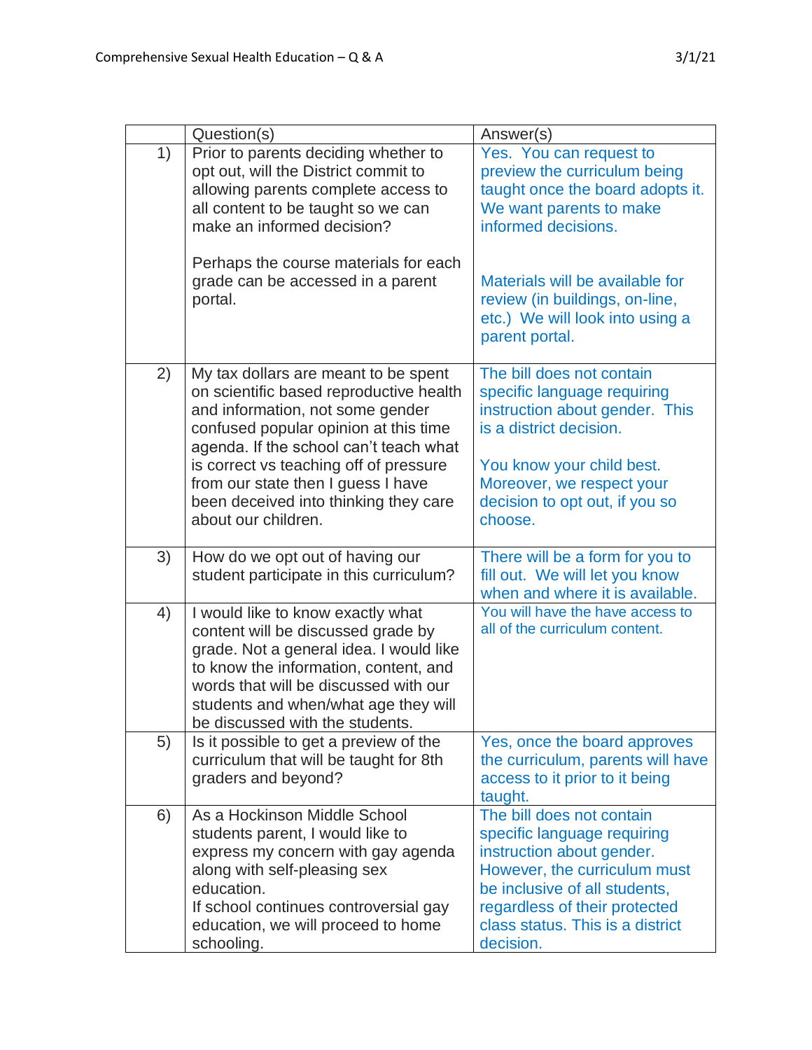Comprehensive Sexual Health Education – Q & A

3/1/21

| | Question(s) | Answer(s) |
|---|---|---|
| 1) | Prior to parents deciding whether to opt out, will the District commit to allowing parents complete access to all content to be taught so we can make an informed decision?<br><br>Perhaps the course materials for each grade can be accessed in a parent portal. | Yes. You can request to preview the curriculum being taught once the board adopts it. We want parents to make informed decisions.<br><br>Materials will be available for review (in buildings, on-line, etc.) We will look into using a parent portal. |
| 2) | My tax dollars are meant to be spent on scientific based reproductive health and information, not some gender confused popular opinion at this time agenda. If the school can't teach what is correct vs teaching off of pressure from our state then I guess I have been deceived into thinking they care about our children. | The bill does not contain specific language requiring instruction about gender. This is a district decision.<br><br>You know your child best. Moreover, we respect your decision to opt out, if you so choose. |
| 3) | How do we opt out of having our student participate in this curriculum? | There will be a form for you to fill out. We will let you know when and where it is available. |
| 4) | I would like to know exactly what content will be discussed grade by grade. Not a general idea. I would like to know the information, content, and words that will be discussed with our students and when/what age they will be discussed with the students. | You will have the have access to all of the curriculum content. |
| 5) | Is it possible to get a preview of the curriculum that will be taught for 8th graders and beyond? | Yes, once the board approves the curriculum, parents will have access to it prior to it being taught. |
| 6) | As a Hockinson Middle School students parent, I would like to express my concern with gay agenda along with self-pleasing sex education.<br>If school continues controversial gay education, we will proceed to home schooling. | The bill does not contain specific language requiring instruction about gender. However, the curriculum must be inclusive of all students, regardless of their protected class status. This is a district decision. |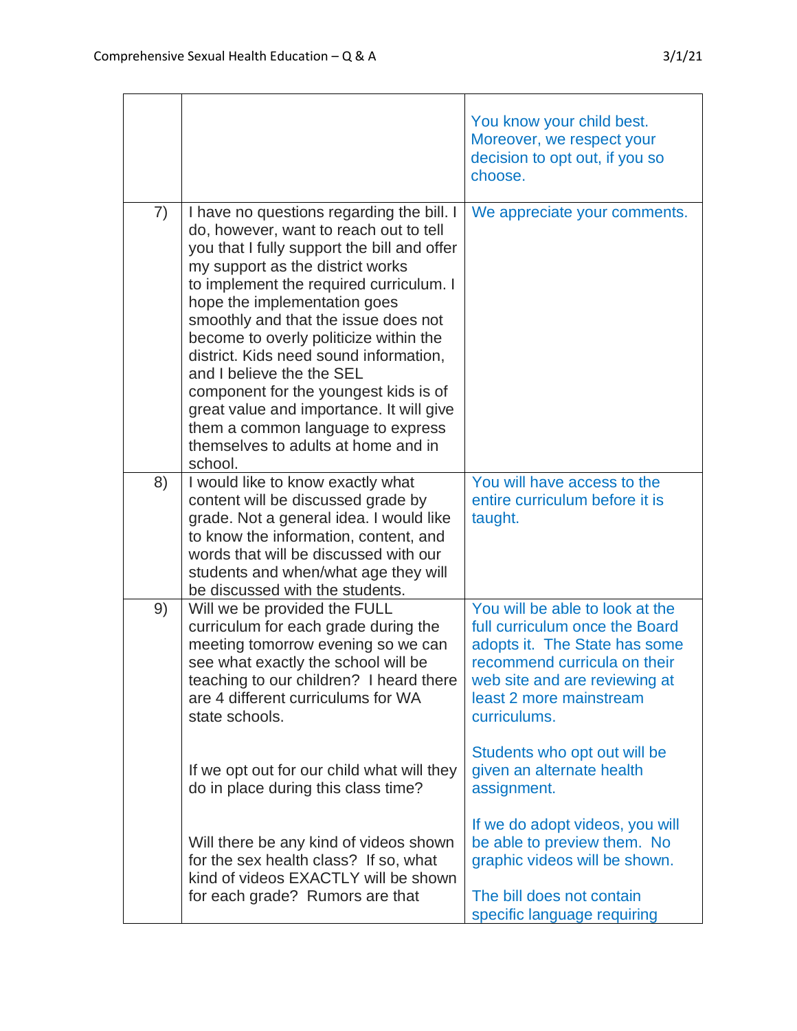| | | |
|---|---|---|
| | | You know your child best. Moreover, we respect your decision to opt out, if you so choose. |
| 7) | I have no questions regarding the bill. I do, however, want to reach out to tell you that I fully support the bill and offer my support as the district works to implement the required curriculum. I hope the implementation goes smoothly and that the issue does not become to overly politicize within the district. Kids need sound information, and I believe the the SEL component for the youngest kids is of great value and importance. It will give them a common language to express themselves to adults at home and in school. | We appreciate your comments. |
| 8) | I would like to know exactly what content will be discussed grade by grade. Not a general idea. I would like to know the information, content, and words that will be discussed with our students and when/what age they will be discussed with the students. | You will have access to the entire curriculum before it is taught. |
| 9) | Will we be provided the FULL curriculum for each grade during the meeting tomorrow evening so we can see what exactly the school will be teaching to our children? I heard there are 4 different curriculums for WA state schools.<br><br>If we opt out for our child what will they do in place during this class time?<br><br>Will there be any kind of videos shown for the sex health class? If so, what kind of videos EXACTLY will be shown for each grade? Rumors are that | You will be able to look at the full curriculum once the Board adopts it. The State has some recommend curricula on their web site and are reviewing at least 2 more mainstream curriculums.<br><br>Students who opt out will be given an alternate health assignment.<br><br>If we do adopt videos, you will be able to preview them. No graphic videos will be shown.<br><br>The bill does not contain specific language requiring |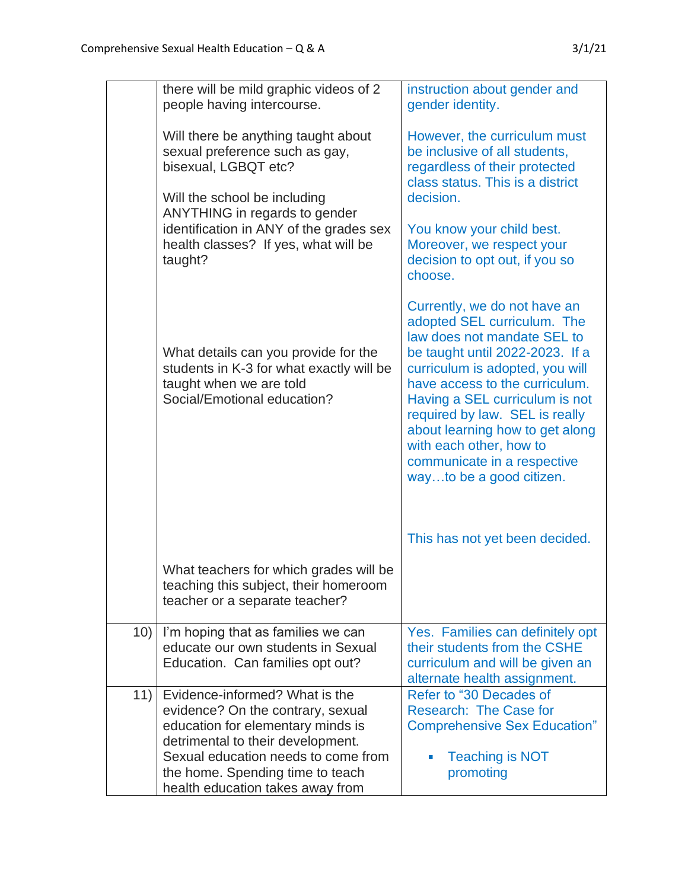| | | |
|---|---|---|
| | there will be mild graphic videos of 2 people having intercourse.<br><br>Will there be anything taught about sexual preference such as gay, bisexual, LGBQT etc?<br><br>Will the school be including ANYTHING in regards to gender identification in ANY of the grades sex health classes? If yes, what will be taught?<br><br>What details can you provide for the students in K-3 for what exactly will be taught when we are told Social/Emotional education?<br><br>What teachers for which grades will be teaching this subject, their homeroom teacher or a separate teacher? | instruction about gender and gender identity.<br><br>However, the curriculum must be inclusive of all students, regardless of their protected class status. This is a district decision.<br><br>You know your child best. Moreover, we respect your decision to opt out, if you so choose.<br><br>Currently, we do not have an adopted SEL curriculum. The law does not mandate SEL to be taught until 2022-2023. If a curriculum is adopted, you will have access to the curriculum. Having a SEL curriculum is not required by law. SEL is really about learning how to get along with each other, how to communicate in a respective way…to be a good citizen.<br><br>This has not yet been decided. |
| 10) | I'm hoping that as families we can educate our own students in Sexual Education. Can families opt out? | Yes. Families can definitely opt their students from the CSHE curriculum and will be given an alternate health assignment. |
| 11) | Evidence-informed? What is the evidence? On the contrary, sexual education for elementary minds is detrimental to their development. Sexual education needs to come from the home. Spending time to teach health education takes away from | Refer to "30 Decades of Research: The Case for Comprehensive Sex Education"<br><br>- Teaching is NOT promoting |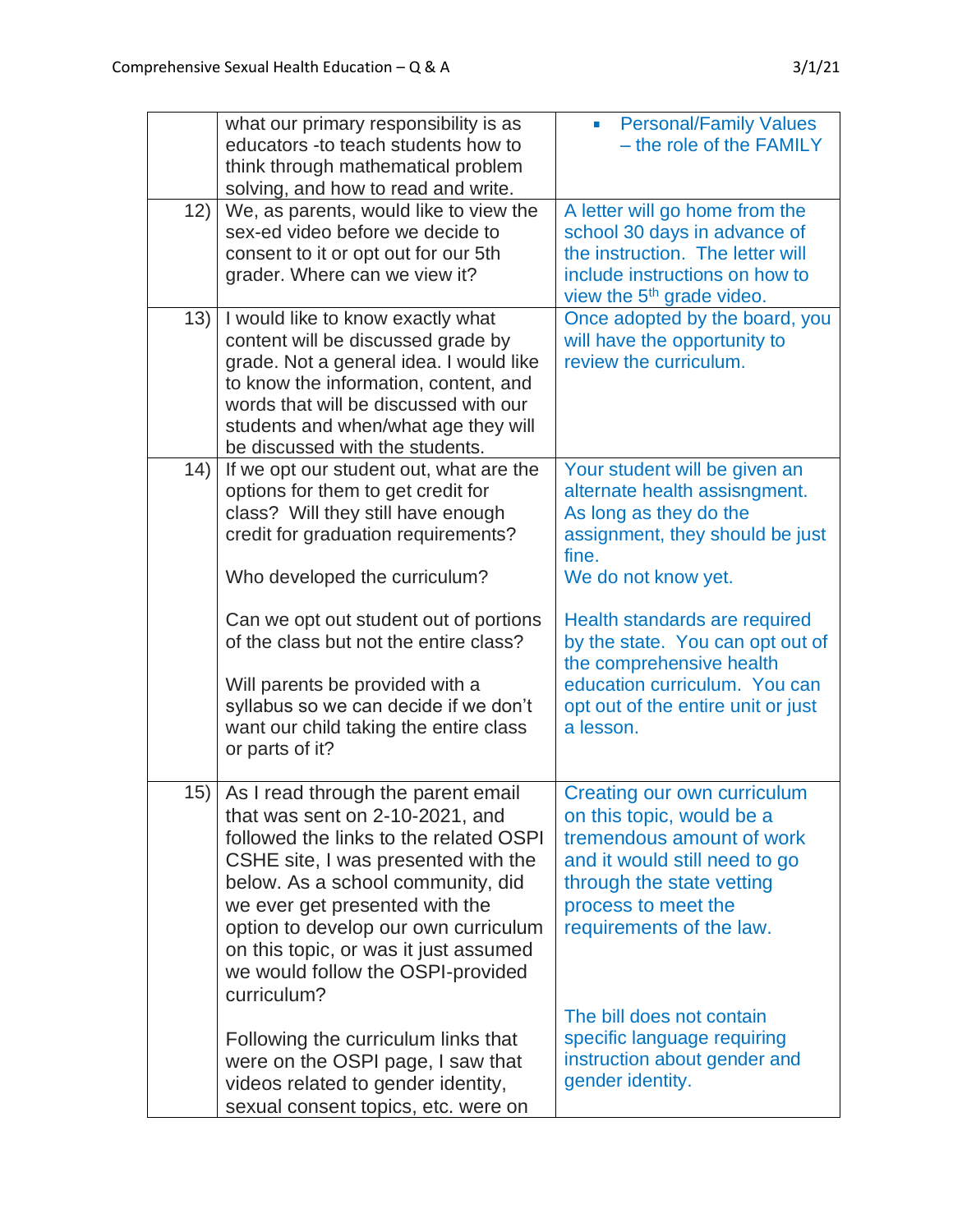| | | |
|---|---|---|
| | what our primary responsibility is as educators -to teach students how to think through mathematical problem solving, and how to read and write. | ▪ Personal/Family Values – the role of the FAMILY |
| 12) | We, as parents, would like to view the sex-ed video before we decide to consent to it or opt out for our 5th grader. Where can we view it? | A letter will go home from the school 30 days in advance of the instruction. The letter will include instructions on how to view the 5th grade video. |
| 13) | I would like to know exactly what content will be discussed grade by grade. Not a general idea. I would like to know the information, content, and words that will be discussed with our students and when/what age they will be discussed with the students. | Once adopted by the board, you will have the opportunity to review the curriculum. |
| 14) | If we opt our student out, what are the options for them to get credit for class? Will they still have enough credit for graduation requirements?<br><br>Who developed the curriculum?<br><br>Can we opt out student out of portions of the class but not the entire class?<br><br>Will parents be provided with a syllabus so we can decide if we don't want our child taking the entire class or parts of it? | Your student will be given an alternate health assisngment. As long as they do the assignment, they should be just fine.<br>We do not know yet.<br><br>Health standards are required by the state. You can opt out of the comprehensive health education curriculum. You can opt out of the entire unit or just a lesson. |
| 15) | As I read through the parent email that was sent on 2-10-2021, and followed the links to the related OSPI CSHE site, I was presented with the below. As a school community, did we ever get presented with the option to develop our own curriculum on this topic, or was it just assumed we would follow the OSPI-provided curriculum?<br><br>Following the curriculum links that were on the OSPI page, I saw that videos related to gender identity, sexual consent topics, etc. were on | Creating our own curriculum on this topic, would be a tremendous amount of work and it would still need to go through the state vetting process to meet the requirements of the law.<br><br>The bill does not contain specific language requiring instruction about gender and gender identity. |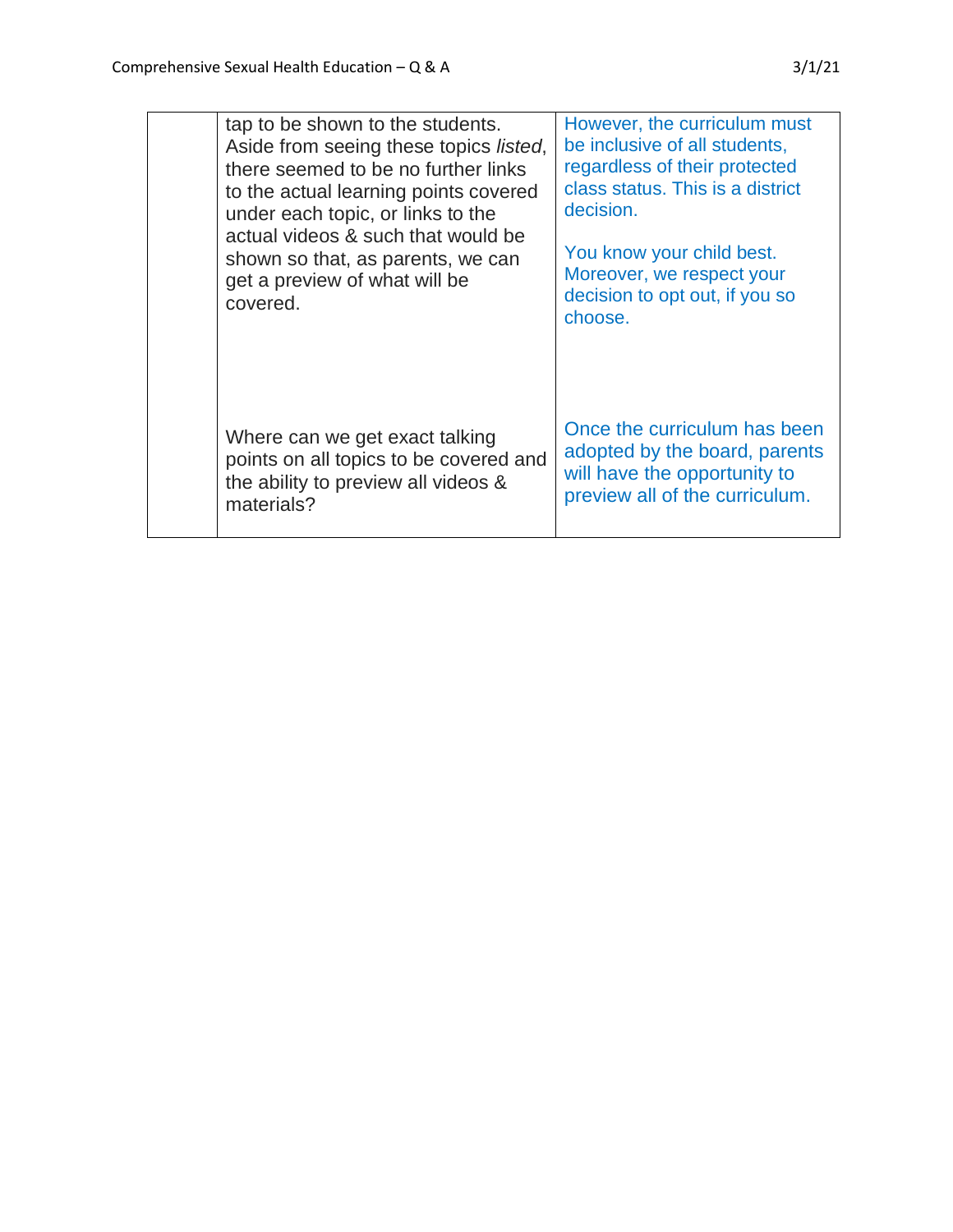| | | |
|---|---|---|
| | tap to be shown to the students. Aside from seeing these topics *listed*, there seemed to be no further links to the actual learning points covered under each topic, or links to the actual videos & such that would be shown so that, as parents, we can get a preview of what will be covered. | However, the curriculum must be inclusive of all students, regardless of their protected class status. This is a district decision.<br><br>You know your child best. Moreover, we respect your decision to opt out, if you so choose. |
| | Where can we get exact talking points on all topics to be covered and the ability to preview all videos & materials? | Once the curriculum has been adopted by the board, parents will have the opportunity to preview all of the curriculum. |